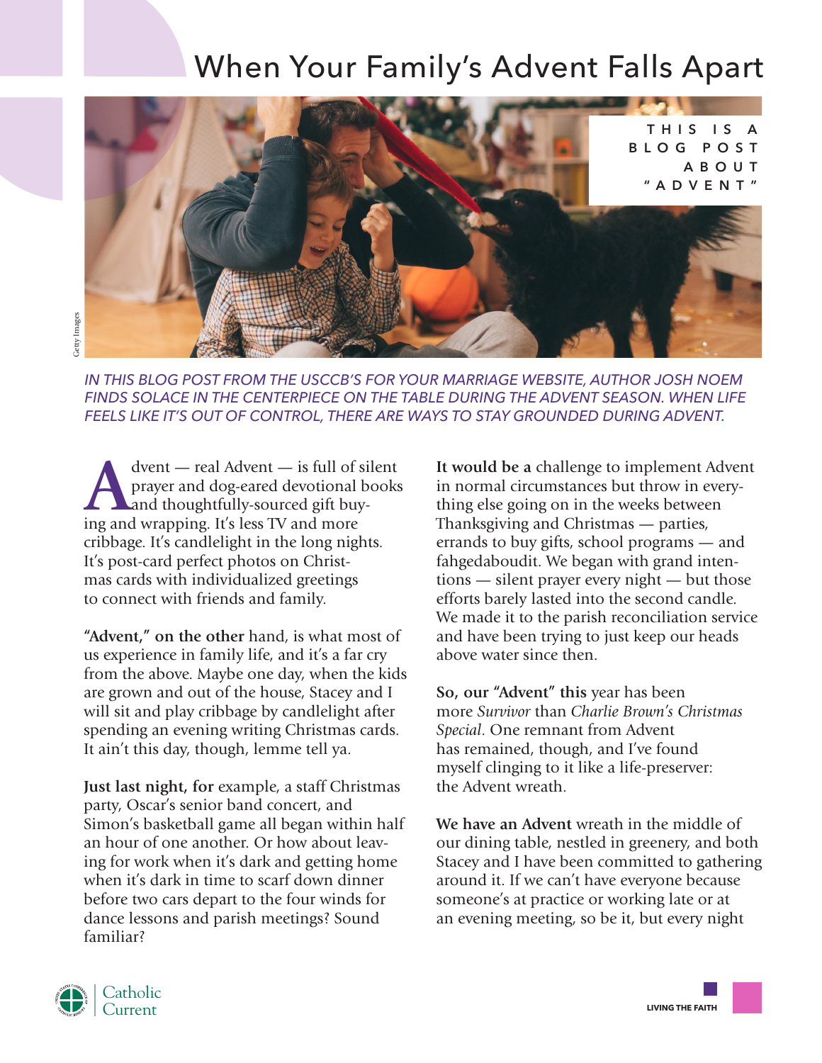# When Your Family's Advent Falls Apart

THIS IS A BLOG POST ABOUT "ADVENT"

Getty Images

*IN THIS BLOG POST FROM THE USCCB'S FOR YOUR MARRIAGE WEBSITE, AUTHOR JOSH NOEM FINDS SOLACE IN THE CENTERPIECE ON THE TABLE DURING THE ADVENT SEASON. WHEN LIFE FEELS LIKE IT'S OUT OF CONTROL, THERE ARE WAYS TO STAY GROUNDED DURING ADVENT.*

Advent — real Advent — is full of silent prayer and dog-eared devotional books and thoughtfully-sourced gift buying and wrapping. It's less TV and more cribbage. It's candlelight in the long nights. It's post-card perfect photos on Christmas cards with individualized greetings to connect with friends and family.

**"Advent," on the other** hand, is what most of us experience in family life, and it's a far cry from the above. Maybe one day, when the kids are grown and out of the house, Stacey and I will sit and play cribbage by candlelight after spending an evening writing Christmas cards. It ain't this day, though, lemme tell ya.

**Just last night, for** example, a staff Christmas party, Oscar's senior band concert, and Simon's basketball game all began within half an hour of one another. Or how about leaving for work when it's dark and getting home when it's dark in time to scarf down dinner before two cars depart to the four winds for dance lessons and parish meetings? Sound familiar?

**It would be a** challenge to implement Advent in normal circumstances but throw in everything else going on in the weeks between Thanksgiving and Christmas — parties, errands to buy gifts, school programs — and fahgedaboudit. We began with grand intentions — silent prayer every night — but those efforts barely lasted into the second candle. We made it to the parish reconciliation service and have been trying to just keep our heads above water since then.

**So, our "Advent" this** year has been more *Survivor* than *Charlie Brown's Christmas Special*. One remnant from Advent has remained, though, and I've found myself clinging to it like a life-preserver: the Advent wreath.

**We have an Advent** wreath in the middle of our dining table, nestled in greenery, and both Stacey and I have been committed to gathering around it. If we can't have everyone because someone's at practice or working late or at an evening meeting, so be it, but every night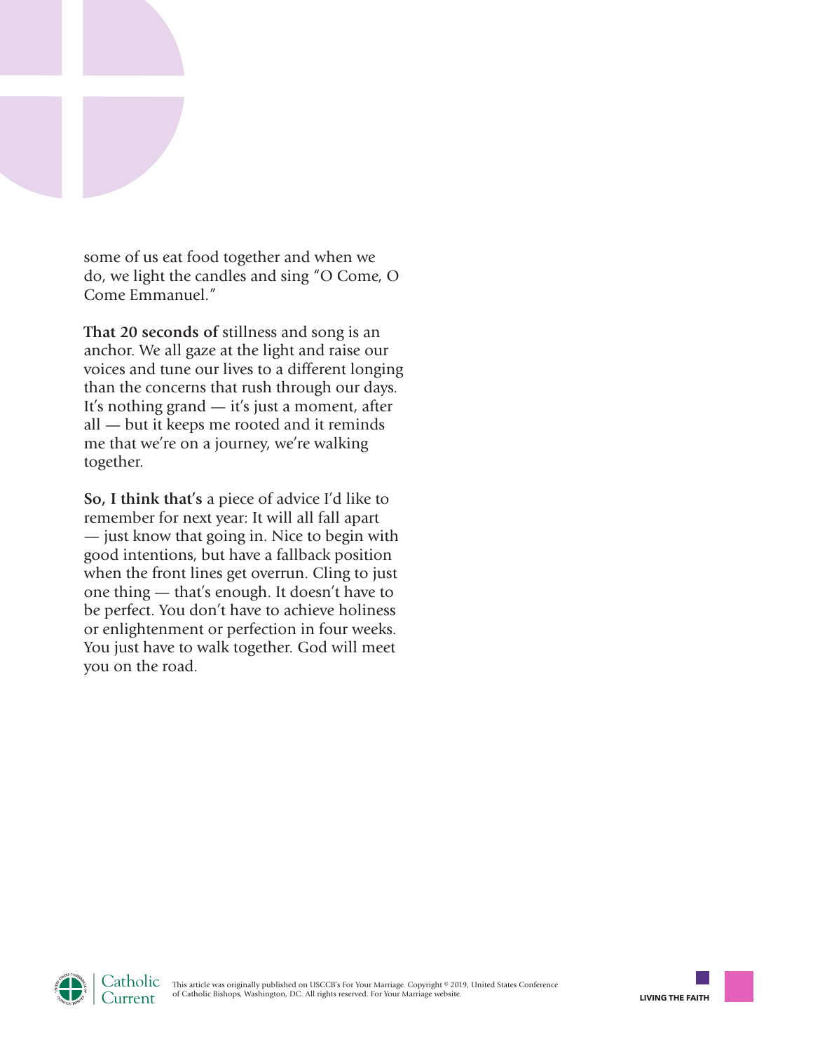some of us eat food together and when we do, we light the candles and sing "O Come, O Come Emmanuel."

**That 20 seconds of** stillness and song is an anchor. We all gaze at the light and raise our voices and tune our lives to a different longing than the concerns that rush through our days. It's nothing grand — it's just a moment, after all — but it keeps me rooted and it reminds me that we're on a journey, we're walking together.

**So, I think that's** a piece of advice I'd like to remember for next year: It will all fall apart — just know that going in. Nice to begin with good intentions, but have a fallback position when the front lines get overrun. Cling to just one thing — that's enough. It doesn't have to be perfect. You don't have to achieve holiness or enlightenment or perfection in four weeks. You just have to walk together. God will meet you on the road.

This article was originally published on USCCB's For Your Marriage. Copyright © 2019, United States Conference of Catholic Bishops, Washington, DC. All rights reserved. For Your Marriage website.